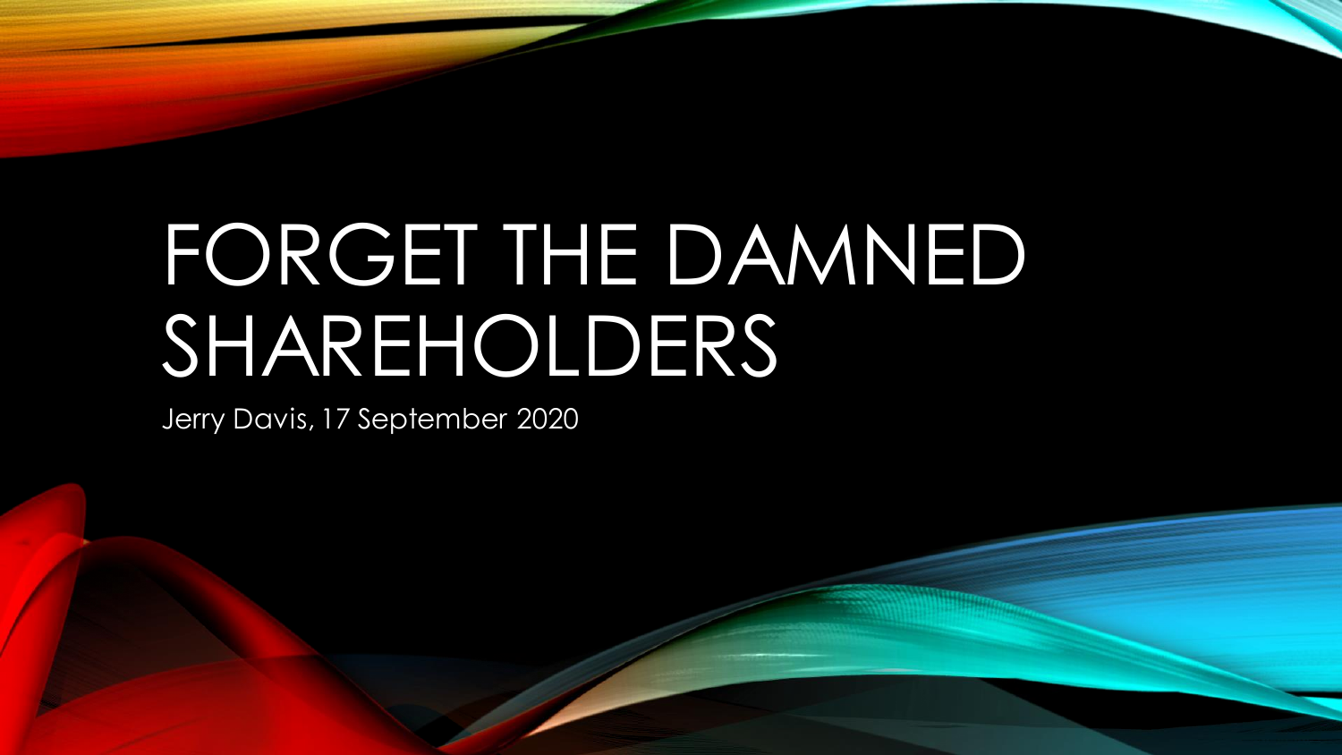# FORGET THE DAMNED SHAREHOLDERS

Jerry Davis, 17 September 2020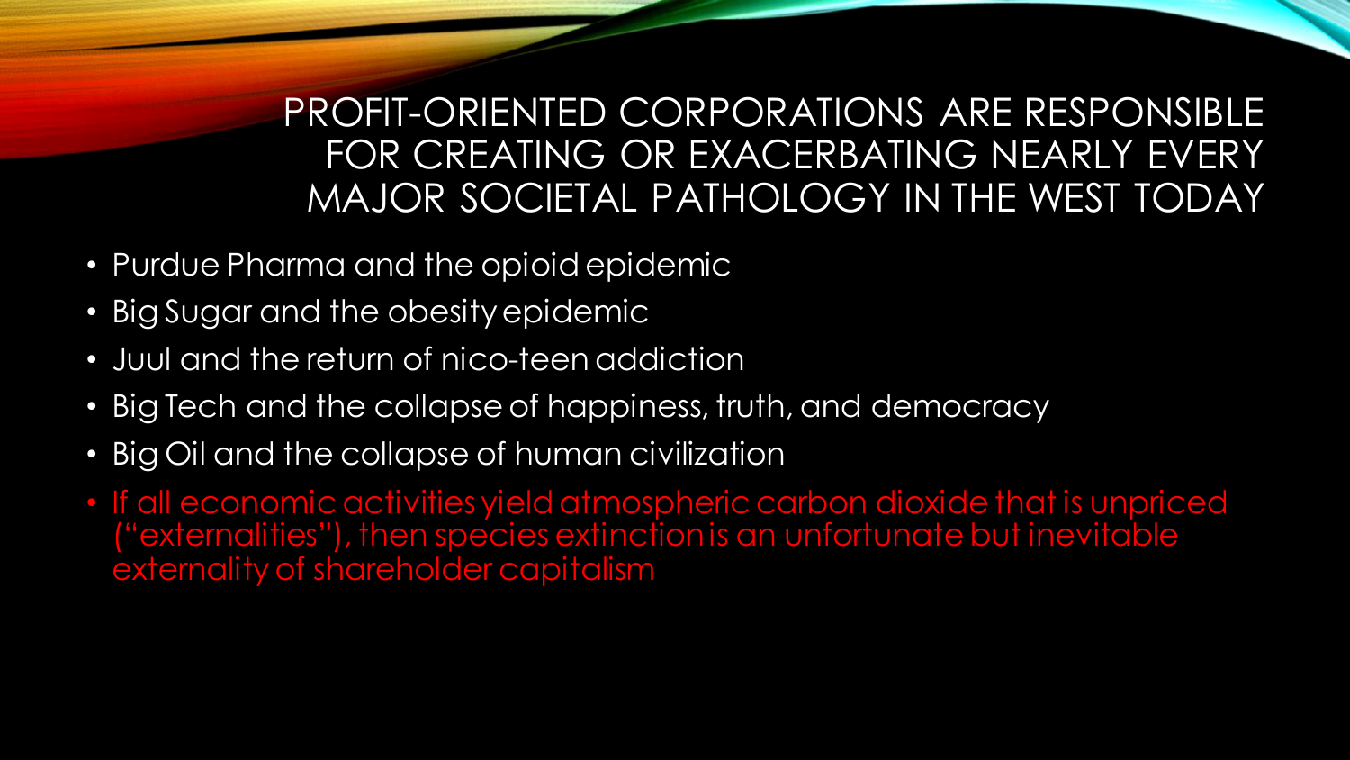## PROFIT-ORIENTED CORPORATIONS ARE RESPONSIBLE FOR CREATING OR EXACERBATING NEARLY EVERY MAJOR SOCIETAL PATHOLOGY IN THE WEST TODAY

- Purdue Pharma and the opioid epidemic
- Big Sugar and the obesity epidemic
- Juul and the return of nico-teen addiction
- Big Tech and the collapse of happiness, truth, and democracy
- Big Oil and the collapse of human civilization
- If all economic activities yield atmospheric carbon dioxide that is unpriced ("externalities"), then species extinction is an unfortunate but inevitable externality of shareholder capitalism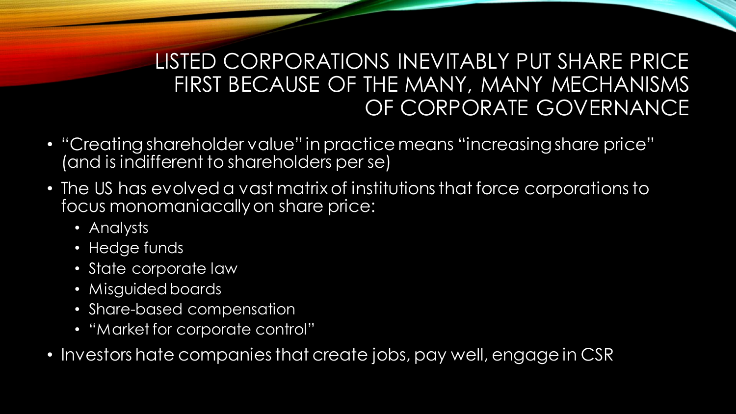# LISTED CORPORATIONS INEVITABLY PUT SHARE PRICE FIRST BECAUSE OF THE MANY, MANY MECHANISMS OF CORPORATE GOVERNANCE

- "Creating shareholder value" in practice means "increasing share price" (and is indifferent to shareholders per se)
- The US has evolved a vast matrix of institutions that force corporations to focus monomaniacally on share price:
  - Analysts
  - Hedge funds
  - State corporate law
  - Misguided boards
  - Share-based compensation
  - "Market for corporate control"
- Investors hate companies that create jobs, pay well, engage in CSR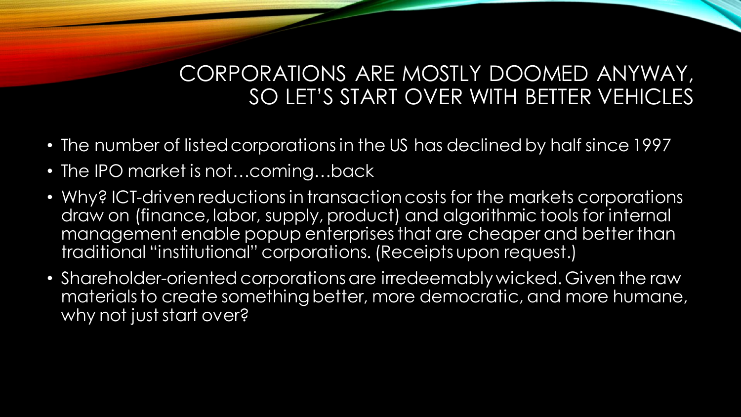# CORPORATIONS ARE MOSTLY DOOMED ANYWAY, SO LET'S START OVER WITH BETTER VEHICLES

- The number of listed corporations in the US has declined by half since 1997
- The IPO market is not…coming…back
- Why? ICT-driven reductions in transaction costs for the markets corporations draw on (finance, labor, supply, product) and algorithmic tools for internal management enable popup enterprises that are cheaper and better than traditional "institutional" corporations. (Receipts upon request.)
- Shareholder-oriented corporations are irredeemably wicked. Given the raw materials to create something better, more democratic, and more humane, why not just start over?